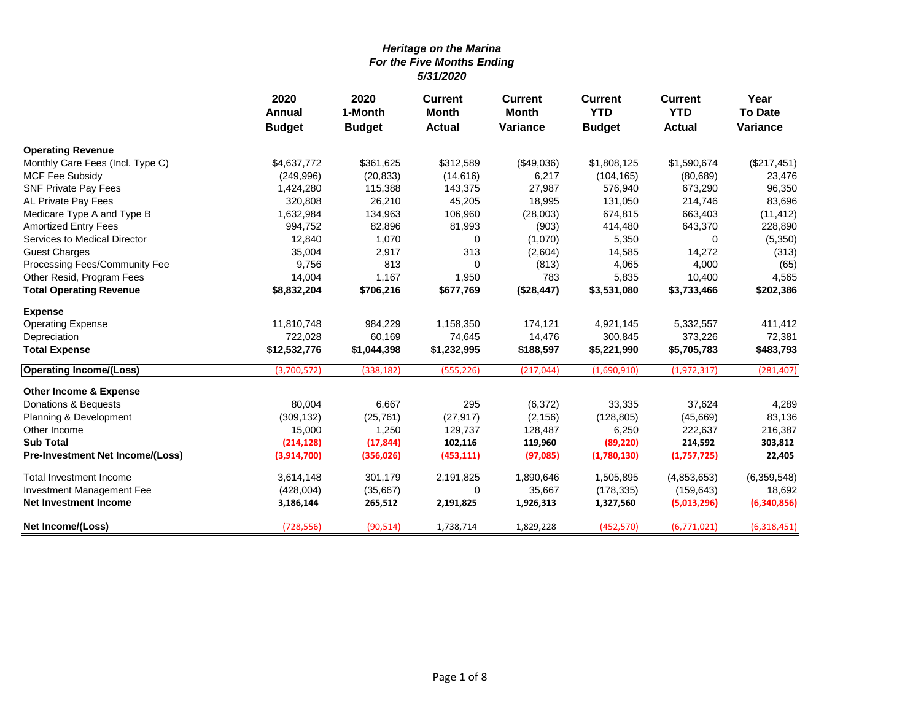***Heritage on the Marina***
***For the Five Months Ending***
***5/31/2020***

| | 2020 Annual Budget | 2020 1-Month Budget | Current Month Actual | Current Month Variance | Current YTD Budget | Current YTD Actual | Year To Date Variance |
|---|---|---|---|---|---|---|---|
| **Operating Revenue** | | | | | | | |
| Monthly Care Fees (Incl. Type C) | $4,637,772 | $361,625 | $312,589 | ($49,036) | $1,808,125 | $1,590,674 | ($217,451) |
| MCF Fee Subsidy | (249,996) | (20,833) | (14,616) | 6,217 | (104,165) | (80,689) | 23,476 |
| SNF Private Pay Fees | 1,424,280 | 115,388 | 143,375 | 27,987 | 576,940 | 673,290 | 96,350 |
| AL Private Pay Fees | 320,808 | 26,210 | 45,205 | 18,995 | 131,050 | 214,746 | 83,696 |
| Medicare Type A and Type B | 1,632,984 | 134,963 | 106,960 | (28,003) | 674,815 | 663,403 | (11,412) |
| Amortized Entry Fees | 994,752 | 82,896 | 81,993 | (903) | 414,480 | 643,370 | 228,890 |
| Services to Medical Director | 12,840 | 1,070 | 0 | (1,070) | 5,350 | 0 | (5,350) |
| Guest Charges | 35,004 | 2,917 | 313 | (2,604) | 14,585 | 14,272 | (313) |
| Processing Fees/Community Fee | 9,756 | 813 | 0 | (813) | 4,065 | 4,000 | (65) |
| Other Resid, Program Fees | 14,004 | 1,167 | 1,950 | 783 | 5,835 | 10,400 | 4,565 |
| **Total Operating Revenue** | **$8,832,204** | **$706,216** | **$677,769** | **($28,447)** | **$3,531,080** | **$3,733,466** | **$202,386** |
| **Expense** | | | | | | | |
| Operating Expense | 11,810,748 | 984,229 | 1,158,350 | 174,121 | 4,921,145 | 5,332,557 | 411,412 |
| Depreciation | 722,028 | 60,169 | 74,645 | 14,476 | 300,845 | 373,226 | 72,381 |
| **Total Expense** | **$12,532,776** | **$1,044,398** | **$1,232,995** | **$188,597** | **$5,221,990** | **$5,705,783** | **$483,793** |
| **Operating Income/(Loss)** | (3,700,572) | (338,182) | (555,226) | (217,044) | (1,690,910) | (1,972,317) | (281,407) |
| **Other Income & Expense** | | | | | | | |
| Donations & Bequests | 80,004 | 6,667 | 295 | (6,372) | 33,335 | 37,624 | 4,289 |
| Planning & Development | (309,132) | (25,761) | (27,917) | (2,156) | (128,805) | (45,669) | 83,136 |
| Other Income | 15,000 | 1,250 | 129,737 | 128,487 | 6,250 | 222,637 | 216,387 |
| **Sub Total** | **(214,128)** | **(17,844)** | **102,116** | **119,960** | **(89,220)** | **214,592** | **303,812** |
| **Pre-Investment Net Income/(Loss)** | **(3,914,700)** | **(356,026)** | **(453,111)** | **(97,085)** | **(1,780,130)** | **(1,757,725)** | **22,405** |
| Total Investment Income | 3,614,148 | 301,179 | 2,191,825 | 1,890,646 | 1,505,895 | (4,853,653) | (6,359,548) |
| Investment Management Fee | (428,004) | (35,667) | 0 | 35,667 | (178,335) | (159,643) | 18,692 |
| **Net Investment Income** | **3,186,144** | **265,512** | **2,191,825** | **1,926,313** | **1,327,560** | **(5,013,296)** | **(6,340,856)** |
| **Net Income/(Loss)** | (728,556) | (90,514) | 1,738,714 | 1,829,228 | (452,570) | (6,771,021) | (6,318,451) |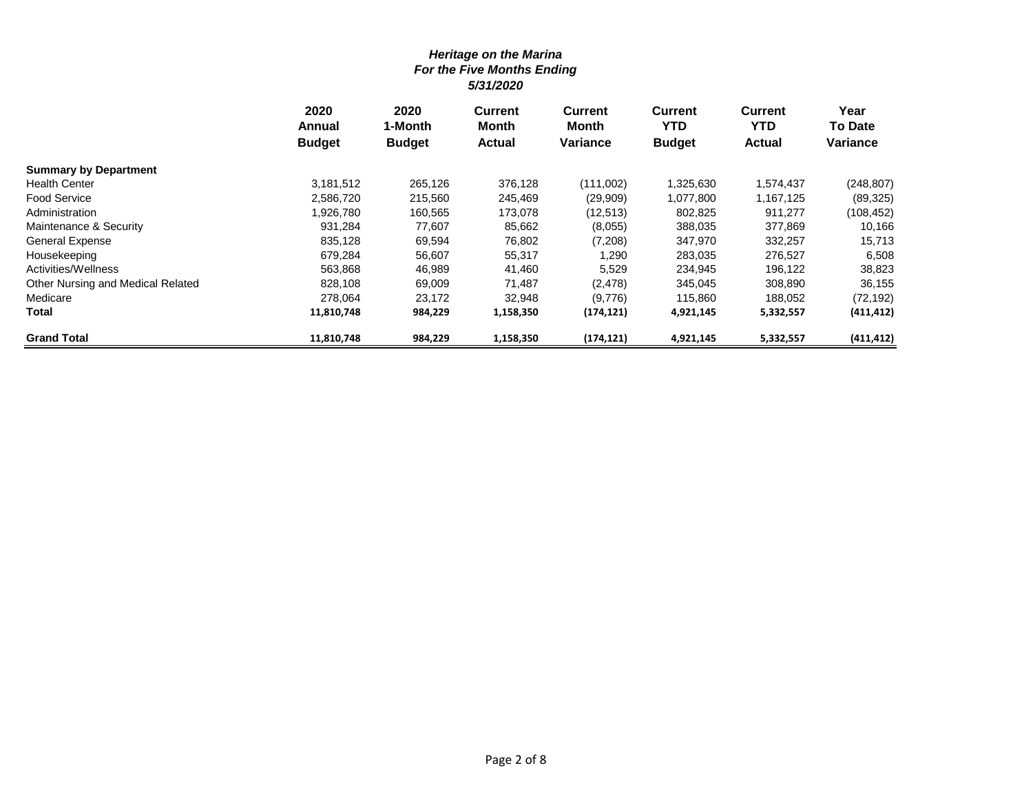***Heritage on the Marina***
***For the Five Months Ending***
***5/31/2020***

| | 2020 Annual Budget | 2020 1-Month Budget | Current Month Actual | Current Month Variance | Current YTD Budget | Current YTD Actual | Year To Date Variance |
|---|---|---|---|---|---|---|---|
| **Summary by Department** | | | | | | | |
| Health Center | 3,181,512 | 265,126 | 376,128 | (111,002) | 1,325,630 | 1,574,437 | (248,807) |
| Food Service | 2,586,720 | 215,560 | 245,469 | (29,909) | 1,077,800 | 1,167,125 | (89,325) |
| Administration | 1,926,780 | 160,565 | 173,078 | (12,513) | 802,825 | 911,277 | (108,452) |
| Maintenance & Security | 931,284 | 77,607 | 85,662 | (8,055) | 388,035 | 377,869 | 10,166 |
| General Expense | 835,128 | 69,594 | 76,802 | (7,208) | 347,970 | 332,257 | 15,713 |
| Housekeeping | 679,284 | 56,607 | 55,317 | 1,290 | 283,035 | 276,527 | 6,508 |
| Activities/Wellness | 563,868 | 46,989 | 41,460 | 5,529 | 234,945 | 196,122 | 38,823 |
| Other Nursing and Medical Related | 828,108 | 69,009 | 71,487 | (2,478) | 345,045 | 308,890 | 36,155 |
| Medicare | 278,064 | 23,172 | 32,948 | (9,776) | 115,860 | 188,052 | (72,192) |
| **Total** | **11,810,748** | **984,229** | **1,158,350** | **(174,121)** | **4,921,145** | **5,332,557** | **(411,412)** |
| **Grand Total** | **11,810,748** | **984,229** | **1,158,350** | **(174,121)** | **4,921,145** | **5,332,557** | **(411,412)** |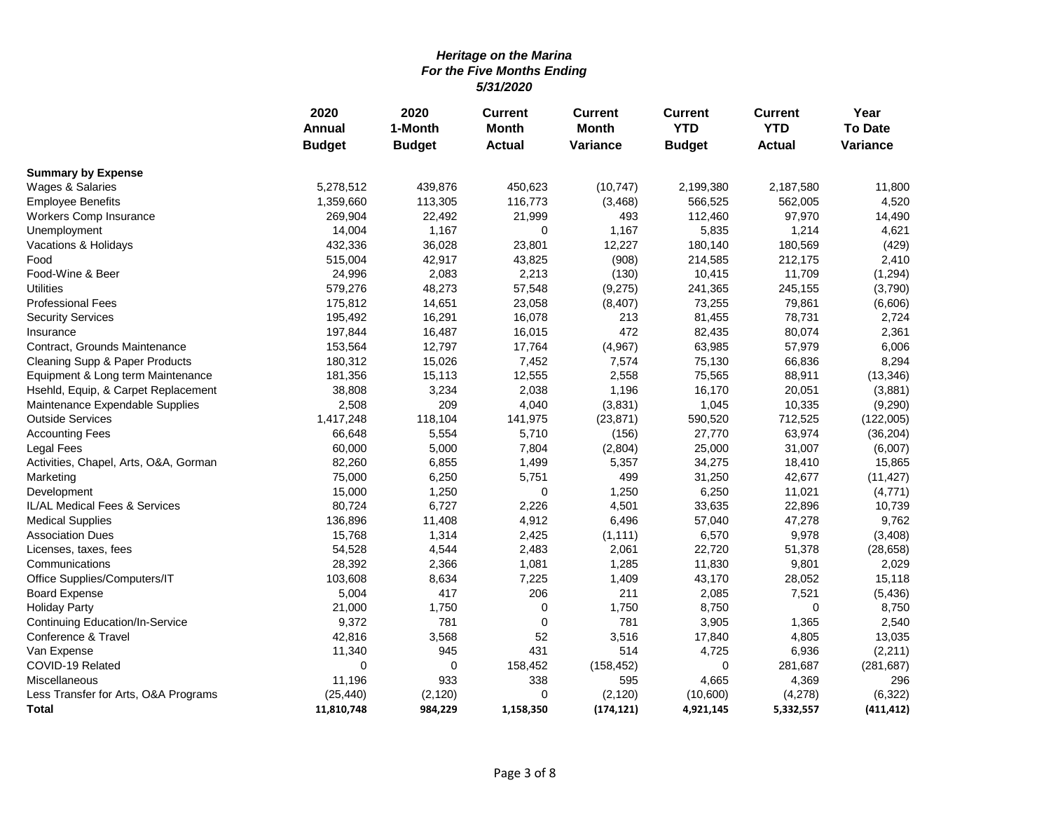***Heritage on the Marina***
***For the Five Months Ending***
***5/31/2020***

| | 2020 Annual Budget | 2020 1-Month Budget | Current Month Actual | Current Month Variance | Current YTD Budget | Current YTD Actual | Year To Date Variance |
|---|---|---|---|---|---|---|---|
| **Summary by Expense** | | | | | | | |
| Wages & Salaries | 5,278,512 | 439,876 | 450,623 | (10,747) | 2,199,380 | 2,187,580 | 11,800 |
| Employee Benefits | 1,359,660 | 113,305 | 116,773 | (3,468) | 566,525 | 562,005 | 4,520 |
| Workers Comp Insurance | 269,904 | 22,492 | 21,999 | 493 | 112,460 | 97,970 | 14,490 |
| Unemployment | 14,004 | 1,167 | 0 | 1,167 | 5,835 | 1,214 | 4,621 |
| Vacations & Holidays | 432,336 | 36,028 | 23,801 | 12,227 | 180,140 | 180,569 | (429) |
| Food | 515,004 | 42,917 | 43,825 | (908) | 214,585 | 212,175 | 2,410 |
| Food-Wine & Beer | 24,996 | 2,083 | 2,213 | (130) | 10,415 | 11,709 | (1,294) |
| Utilities | 579,276 | 48,273 | 57,548 | (9,275) | 241,365 | 245,155 | (3,790) |
| Professional Fees | 175,812 | 14,651 | 23,058 | (8,407) | 73,255 | 79,861 | (6,606) |
| Security Services | 195,492 | 16,291 | 16,078 | 213 | 81,455 | 78,731 | 2,724 |
| Insurance | 197,844 | 16,487 | 16,015 | 472 | 82,435 | 80,074 | 2,361 |
| Contract, Grounds Maintenance | 153,564 | 12,797 | 17,764 | (4,967) | 63,985 | 57,979 | 6,006 |
| Cleaning Supp & Paper Products | 180,312 | 15,026 | 7,452 | 7,574 | 75,130 | 66,836 | 8,294 |
| Equipment & Long term Maintenance | 181,356 | 15,113 | 12,555 | 2,558 | 75,565 | 88,911 | (13,346) |
| Hsehld, Equip, & Carpet Replacement | 38,808 | 3,234 | 2,038 | 1,196 | 16,170 | 20,051 | (3,881) |
| Maintenance Expendable Supplies | 2,508 | 209 | 4,040 | (3,831) | 1,045 | 10,335 | (9,290) |
| Outside Services | 1,417,248 | 118,104 | 141,975 | (23,871) | 590,520 | 712,525 | (122,005) |
| Accounting Fees | 66,648 | 5,554 | 5,710 | (156) | 27,770 | 63,974 | (36,204) |
| Legal Fees | 60,000 | 5,000 | 7,804 | (2,804) | 25,000 | 31,007 | (6,007) |
| Activities, Chapel, Arts, O&A, Gorman | 82,260 | 6,855 | 1,499 | 5,357 | 34,275 | 18,410 | 15,865 |
| Marketing | 75,000 | 6,250 | 5,751 | 499 | 31,250 | 42,677 | (11,427) |
| Development | 15,000 | 1,250 | 0 | 1,250 | 6,250 | 11,021 | (4,771) |
| IL/AL Medical Fees & Services | 80,724 | 6,727 | 2,226 | 4,501 | 33,635 | 22,896 | 10,739 |
| Medical Supplies | 136,896 | 11,408 | 4,912 | 6,496 | 57,040 | 47,278 | 9,762 |
| Association Dues | 15,768 | 1,314 | 2,425 | (1,111) | 6,570 | 9,978 | (3,408) |
| Licenses, taxes, fees | 54,528 | 4,544 | 2,483 | 2,061 | 22,720 | 51,378 | (28,658) |
| Communications | 28,392 | 2,366 | 1,081 | 1,285 | 11,830 | 9,801 | 2,029 |
| Office Supplies/Computers/IT | 103,608 | 8,634 | 7,225 | 1,409 | 43,170 | 28,052 | 15,118 |
| Board Expense | 5,004 | 417 | 206 | 211 | 2,085 | 7,521 | (5,436) |
| Holiday Party | 21,000 | 1,750 | 0 | 1,750 | 8,750 | 0 | 8,750 |
| Continuing Education/In-Service | 9,372 | 781 | 0 | 781 | 3,905 | 1,365 | 2,540 |
| Conference & Travel | 42,816 | 3,568 | 52 | 3,516 | 17,840 | 4,805 | 13,035 |
| Van Expense | 11,340 | 945 | 431 | 514 | 4,725 | 6,936 | (2,211) |
| COVID-19 Related | 0 | 0 | 158,452 | (158,452) | 0 | 281,687 | (281,687) |
| Miscellaneous | 11,196 | 933 | 338 | 595 | 4,665 | 4,369 | 296 |
| Less Transfer for Arts, O&A Programs | (25,440) | (2,120) | 0 | (2,120) | (10,600) | (4,278) | (6,322) |
| **Total** | **11,810,748** | **984,229** | **1,158,350** | **(174,121)** | **4,921,145** | **5,332,557** | **(411,412)** |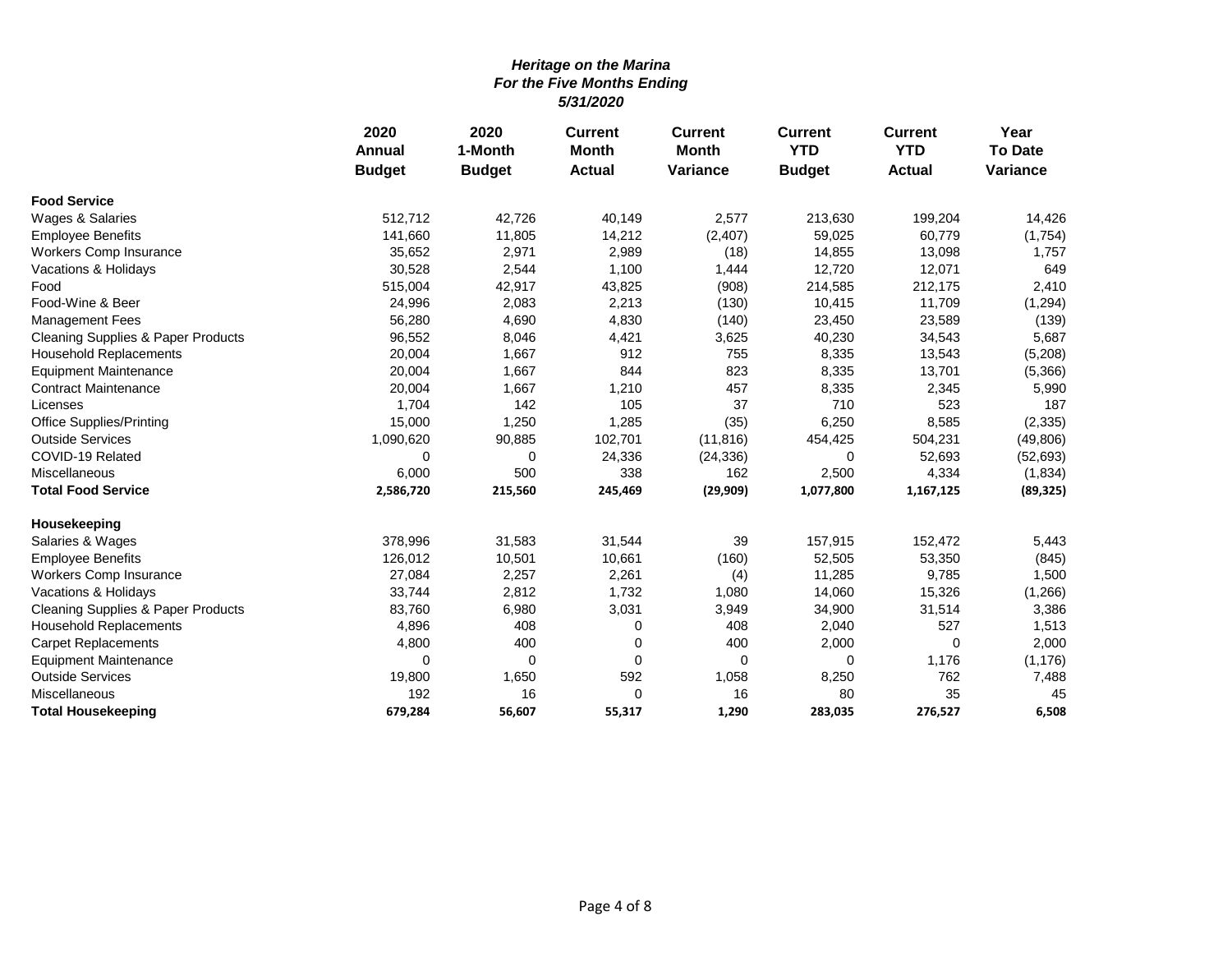**_Heritage on the Marina_**
**_For the Five Months Ending_**
**_5/31/2020_**

| | 2020 Annual Budget | 2020 1-Month Budget | Current Month Actual | Current Month Variance | Current YTD Budget | Current YTD Actual | Year To Date Variance |
|---|---|---|---|---|---|---|---|
| **Food Service** | | | | | | | |
| Wages & Salaries | 512,712 | 42,726 | 40,149 | 2,577 | 213,630 | 199,204 | 14,426 |
| Employee Benefits | 141,660 | 11,805 | 14,212 | (2,407) | 59,025 | 60,779 | (1,754) |
| Workers Comp Insurance | 35,652 | 2,971 | 2,989 | (18) | 14,855 | 13,098 | 1,757 |
| Vacations & Holidays | 30,528 | 2,544 | 1,100 | 1,444 | 12,720 | 12,071 | 649 |
| Food | 515,004 | 42,917 | 43,825 | (908) | 214,585 | 212,175 | 2,410 |
| Food-Wine & Beer | 24,996 | 2,083 | 2,213 | (130) | 10,415 | 11,709 | (1,294) |
| Management Fees | 56,280 | 4,690 | 4,830 | (140) | 23,450 | 23,589 | (139) |
| Cleaning Supplies & Paper Products | 96,552 | 8,046 | 4,421 | 3,625 | 40,230 | 34,543 | 5,687 |
| Household Replacements | 20,004 | 1,667 | 912 | 755 | 8,335 | 13,543 | (5,208) |
| Equipment Maintenance | 20,004 | 1,667 | 844 | 823 | 8,335 | 13,701 | (5,366) |
| Contract Maintenance | 20,004 | 1,667 | 1,210 | 457 | 8,335 | 2,345 | 5,990 |
| Licenses | 1,704 | 142 | 105 | 37 | 710 | 523 | 187 |
| Office Supplies/Printing | 15,000 | 1,250 | 1,285 | (35) | 6,250 | 8,585 | (2,335) |
| Outside Services | 1,090,620 | 90,885 | 102,701 | (11,816) | 454,425 | 504,231 | (49,806) |
| COVID-19 Related | 0 | 0 | 24,336 | (24,336) | 0 | 52,693 | (52,693) |
| Miscellaneous | 6,000 | 500 | 338 | 162 | 2,500 | 4,334 | (1,834) |
| **Total Food Service** | **2,586,720** | **215,560** | **245,469** | **(29,909)** | **1,077,800** | **1,167,125** | **(89,325)** |
| | | | | | | | |
| **Housekeeping** | | | | | | | |
| Salaries & Wages | 378,996 | 31,583 | 31,544 | 39 | 157,915 | 152,472 | 5,443 |
| Employee Benefits | 126,012 | 10,501 | 10,661 | (160) | 52,505 | 53,350 | (845) |
| Workers Comp Insurance | 27,084 | 2,257 | 2,261 | (4) | 11,285 | 9,785 | 1,500 |
| Vacations & Holidays | 33,744 | 2,812 | 1,732 | 1,080 | 14,060 | 15,326 | (1,266) |
| Cleaning Supplies & Paper Products | 83,760 | 6,980 | 3,031 | 3,949 | 34,900 | 31,514 | 3,386 |
| Household Replacements | 4,896 | 408 | 0 | 408 | 2,040 | 527 | 1,513 |
| Carpet Replacements | 4,800 | 400 | 0 | 400 | 2,000 | 0 | 2,000 |
| Equipment Maintenance | 0 | 0 | 0 | 0 | 0 | 1,176 | (1,176) |
| Outside Services | 19,800 | 1,650 | 592 | 1,058 | 8,250 | 762 | 7,488 |
| Miscellaneous | 192 | 16 | 0 | 16 | 80 | 35 | 45 |
| **Total Housekeeping** | **679,284** | **56,607** | **55,317** | **1,290** | **283,035** | **276,527** | **6,508** |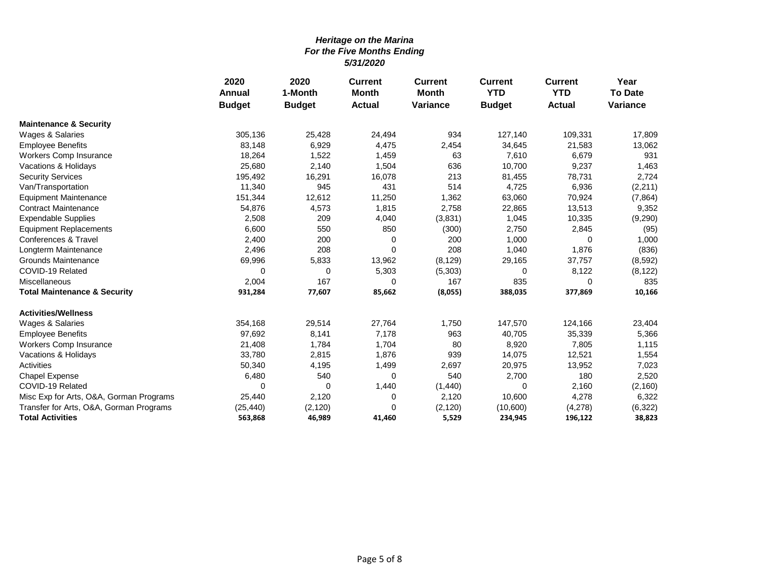***Heritage on the Marina***
***For the Five Months Ending***
***5/31/2020***

| | 2020 Annual Budget | 2020 1-Month Budget | Current Month Actual | Current Month Variance | Current YTD Budget | Current YTD Actual | Year To Date Variance |
|---|---|---|---|---|---|---|---|
| **Maintenance & Security** | | | | | | | |
| Wages & Salaries | 305,136 | 25,428 | 24,494 | 934 | 127,140 | 109,331 | 17,809 |
| Employee Benefits | 83,148 | 6,929 | 4,475 | 2,454 | 34,645 | 21,583 | 13,062 |
| Workers Comp Insurance | 18,264 | 1,522 | 1,459 | 63 | 7,610 | 6,679 | 931 |
| Vacations & Holidays | 25,680 | 2,140 | 1,504 | 636 | 10,700 | 9,237 | 1,463 |
| Security Services | 195,492 | 16,291 | 16,078 | 213 | 81,455 | 78,731 | 2,724 |
| Van/Transportation | 11,340 | 945 | 431 | 514 | 4,725 | 6,936 | (2,211) |
| Equipment Maintenance | 151,344 | 12,612 | 11,250 | 1,362 | 63,060 | 70,924 | (7,864) |
| Contract Maintenance | 54,876 | 4,573 | 1,815 | 2,758 | 22,865 | 13,513 | 9,352 |
| Expendable Supplies | 2,508 | 209 | 4,040 | (3,831) | 1,045 | 10,335 | (9,290) |
| Equipment Replacements | 6,600 | 550 | 850 | (300) | 2,750 | 2,845 | (95) |
| Conferences & Travel | 2,400 | 200 | 0 | 200 | 1,000 | 0 | 1,000 |
| Longterm Maintenance | 2,496 | 208 | 0 | 208 | 1,040 | 1,876 | (836) |
| Grounds Maintenance | 69,996 | 5,833 | 13,962 | (8,129) | 29,165 | 37,757 | (8,592) |
| COVID-19 Related | 0 | 0 | 5,303 | (5,303) | 0 | 8,122 | (8,122) |
| Miscellaneous | 2,004 | 167 | 0 | 167 | 835 | 0 | 835 |
| **Total Maintenance & Security** | **931,284** | **77,607** | **85,662** | **(8,055)** | **388,035** | **377,869** | **10,166** |
| **Activities/Wellness** | | | | | | | |
| Wages & Salaries | 354,168 | 29,514 | 27,764 | 1,750 | 147,570 | 124,166 | 23,404 |
| Employee Benefits | 97,692 | 8,141 | 7,178 | 963 | 40,705 | 35,339 | 5,366 |
| Workers Comp Insurance | 21,408 | 1,784 | 1,704 | 80 | 8,920 | 7,805 | 1,115 |
| Vacations & Holidays | 33,780 | 2,815 | 1,876 | 939 | 14,075 | 12,521 | 1,554 |
| Activities | 50,340 | 4,195 | 1,499 | 2,697 | 20,975 | 13,952 | 7,023 |
| Chapel Expense | 6,480 | 540 | 0 | 540 | 2,700 | 180 | 2,520 |
| COVID-19 Related | 0 | 0 | 1,440 | (1,440) | 0 | 2,160 | (2,160) |
| Misc Exp for Arts, O&A, Gorman Programs | 25,440 | 2,120 | 0 | 2,120 | 10,600 | 4,278 | 6,322 |
| Transfer for Arts, O&A, Gorman Programs | (25,440) | (2,120) | 0 | (2,120) | (10,600) | (4,278) | (6,322) |
| **Total Activities** | **563,868** | **46,989** | **41,460** | **5,529** | **234,945** | **196,122** | **38,823** |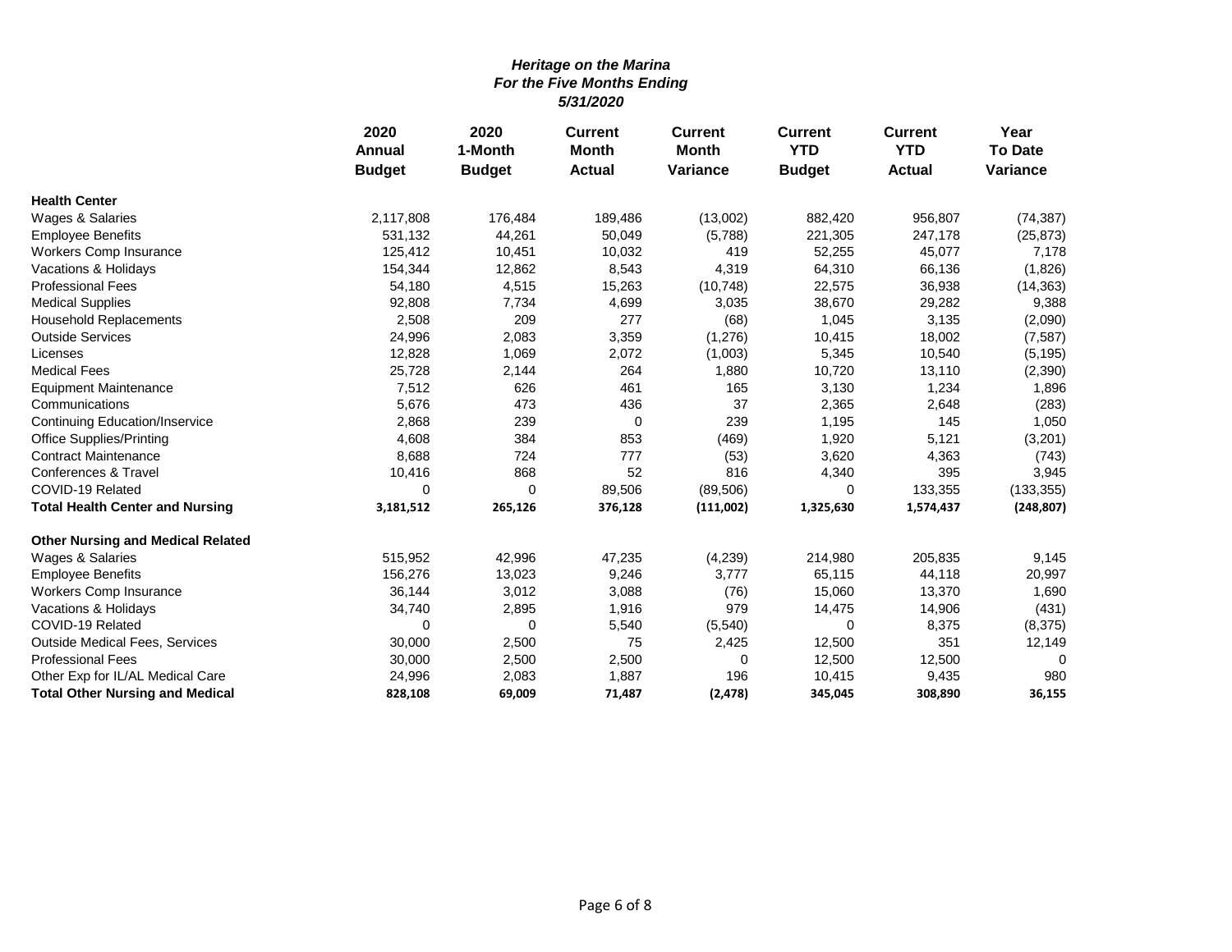***Heritage on the Marina***
***For the Five Months Ending***
***5/31/2020***

| | 2020 Annual Budget | 2020 1-Month Budget | Current Month Actual | Current Month Variance | Current YTD Budget | Current YTD Actual | Year To Date Variance |
|---|---|---|---|---|---|---|---|
| **Health Center** | | | | | | | |
| Wages & Salaries | 2,117,808 | 176,484 | 189,486 | (13,002) | 882,420 | 956,807 | (74,387) |
| Employee Benefits | 531,132 | 44,261 | 50,049 | (5,788) | 221,305 | 247,178 | (25,873) |
| Workers Comp Insurance | 125,412 | 10,451 | 10,032 | 419 | 52,255 | 45,077 | 7,178 |
| Vacations & Holidays | 154,344 | 12,862 | 8,543 | 4,319 | 64,310 | 66,136 | (1,826) |
| Professional Fees | 54,180 | 4,515 | 15,263 | (10,748) | 22,575 | 36,938 | (14,363) |
| Medical Supplies | 92,808 | 7,734 | 4,699 | 3,035 | 38,670 | 29,282 | 9,388 |
| Household Replacements | 2,508 | 209 | 277 | (68) | 1,045 | 3,135 | (2,090) |
| Outside Services | 24,996 | 2,083 | 3,359 | (1,276) | 10,415 | 18,002 | (7,587) |
| Licenses | 12,828 | 1,069 | 2,072 | (1,003) | 5,345 | 10,540 | (5,195) |
| Medical Fees | 25,728 | 2,144 | 264 | 1,880 | 10,720 | 13,110 | (2,390) |
| Equipment Maintenance | 7,512 | 626 | 461 | 165 | 3,130 | 1,234 | 1,896 |
| Communications | 5,676 | 473 | 436 | 37 | 2,365 | 2,648 | (283) |
| Continuing Education/Inservice | 2,868 | 239 | 0 | 239 | 1,195 | 145 | 1,050 |
| Office Supplies/Printing | 4,608 | 384 | 853 | (469) | 1,920 | 5,121 | (3,201) |
| Contract Maintenance | 8,688 | 724 | 777 | (53) | 3,620 | 4,363 | (743) |
| Conferences & Travel | 10,416 | 868 | 52 | 816 | 4,340 | 395 | 3,945 |
| COVID-19 Related | 0 | 0 | 89,506 | (89,506) | 0 | 133,355 | (133,355) |
| **Total Health Center and Nursing** | **3,181,512** | **265,126** | **376,128** | **(111,002)** | **1,325,630** | **1,574,437** | **(248,807)** |
| **Other Nursing and Medical Related** | | | | | | | |
| Wages & Salaries | 515,952 | 42,996 | 47,235 | (4,239) | 214,980 | 205,835 | 9,145 |
| Employee Benefits | 156,276 | 13,023 | 9,246 | 3,777 | 65,115 | 44,118 | 20,997 |
| Workers Comp Insurance | 36,144 | 3,012 | 3,088 | (76) | 15,060 | 13,370 | 1,690 |
| Vacations & Holidays | 34,740 | 2,895 | 1,916 | 979 | 14,475 | 14,906 | (431) |
| COVID-19 Related | 0 | 0 | 5,540 | (5,540) | 0 | 8,375 | (8,375) |
| Outside Medical Fees, Services | 30,000 | 2,500 | 75 | 2,425 | 12,500 | 351 | 12,149 |
| Professional Fees | 30,000 | 2,500 | 2,500 | 0 | 12,500 | 12,500 | 0 |
| Other Exp for IL/AL Medical Care | 24,996 | 2,083 | 1,887 | 196 | 10,415 | 9,435 | 980 |
| **Total Other Nursing and Medical** | **828,108** | **69,009** | **71,487** | **(2,478)** | **345,045** | **308,890** | **36,155** |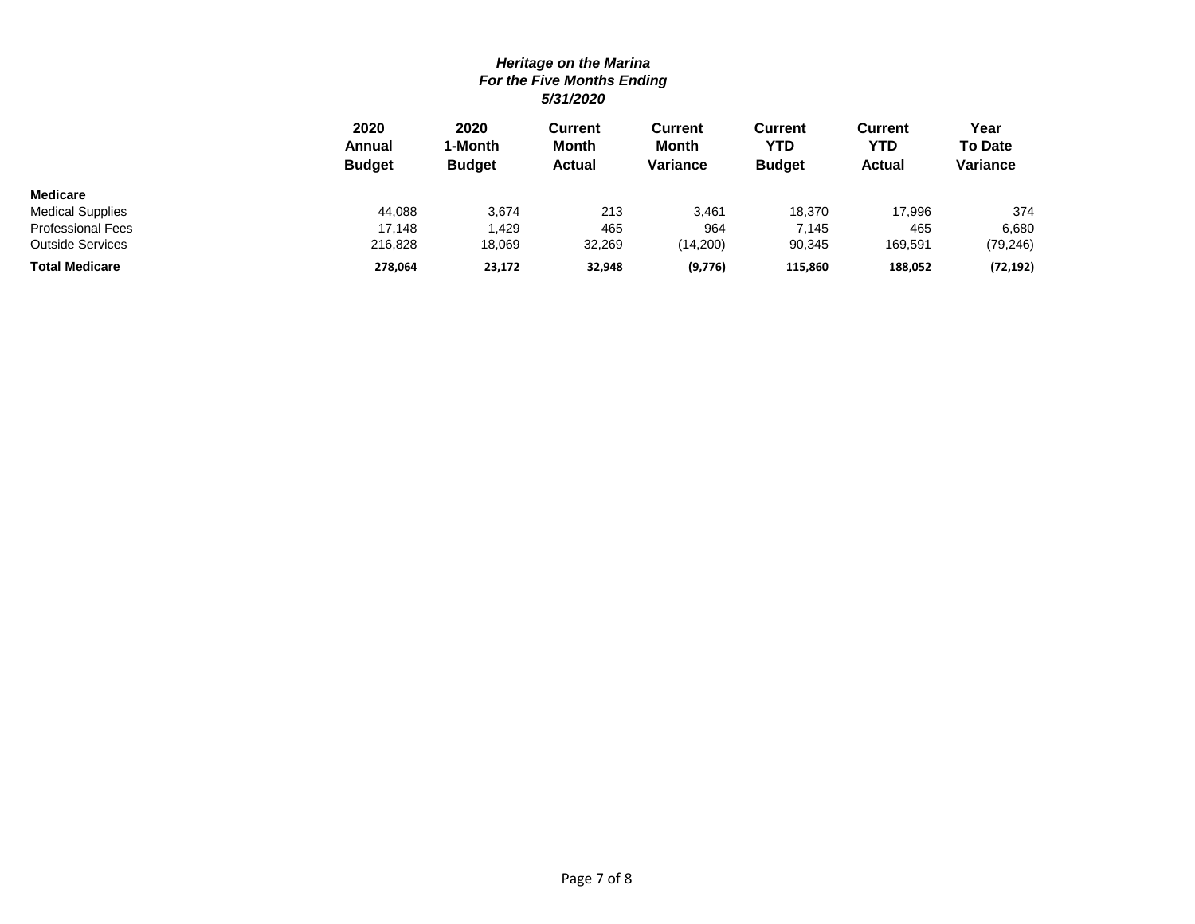***Heritage on the Marina***
***For the Five Months Ending***
***5/31/2020***

| | 2020 Annual Budget | 2020 1-Month Budget | Current Month Actual | Current Month Variance | Current YTD Budget | Current YTD Actual | Year To Date Variance |
|---|---|---|---|---|---|---|---|
| **Medicare** | | | | | | | |
| Medical Supplies | 44,088 | 3,674 | 213 | 3,461 | 18,370 | 17,996 | 374 |
| Professional Fees | 17,148 | 1,429 | 465 | 964 | 7,145 | 465 | 6,680 |
| Outside Services | 216,828 | 18,069 | 32,269 | (14,200) | 90,345 | 169,591 | (79,246) |
| **Total Medicare** | **278,064** | **23,172** | **32,948** | **(9,776)** | **115,860** | **188,052** | **(72,192)** |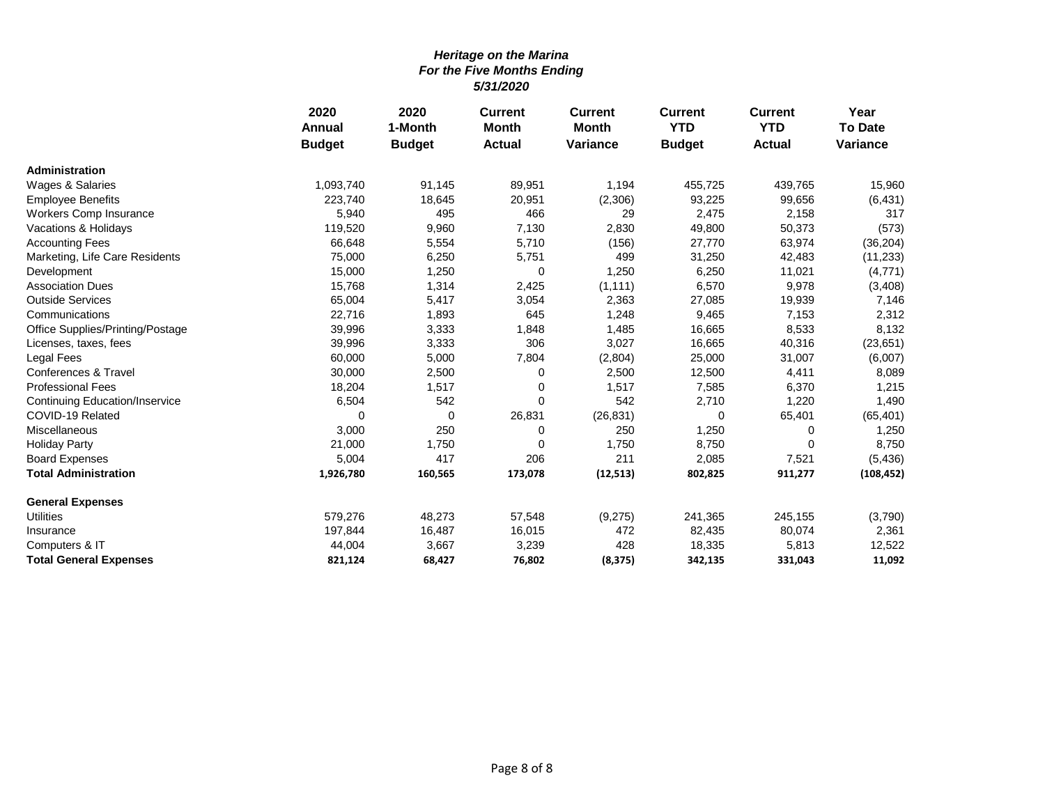***Heritage on the Marina***
***For the Five Months Ending***
***5/31/2020***

| | 2020 Annual Budget | 2020 1-Month Budget | Current Month Actual | Current Month Variance | Current YTD Budget | Current YTD Actual | Year To Date Variance |
|---|---|---|---|---|---|---|---|
| **Administration** | | | | | | | |
| Wages & Salaries | 1,093,740 | 91,145 | 89,951 | 1,194 | 455,725 | 439,765 | 15,960 |
| Employee Benefits | 223,740 | 18,645 | 20,951 | (2,306) | 93,225 | 99,656 | (6,431) |
| Workers Comp Insurance | 5,940 | 495 | 466 | 29 | 2,475 | 2,158 | 317 |
| Vacations & Holidays | 119,520 | 9,960 | 7,130 | 2,830 | 49,800 | 50,373 | (573) |
| Accounting Fees | 66,648 | 5,554 | 5,710 | (156) | 27,770 | 63,974 | (36,204) |
| Marketing, Life Care Residents | 75,000 | 6,250 | 5,751 | 499 | 31,250 | 42,483 | (11,233) |
| Development | 15,000 | 1,250 | 0 | 1,250 | 6,250 | 11,021 | (4,771) |
| Association Dues | 15,768 | 1,314 | 2,425 | (1,111) | 6,570 | 9,978 | (3,408) |
| Outside Services | 65,004 | 5,417 | 3,054 | 2,363 | 27,085 | 19,939 | 7,146 |
| Communications | 22,716 | 1,893 | 645 | 1,248 | 9,465 | 7,153 | 2,312 |
| Office Supplies/Printing/Postage | 39,996 | 3,333 | 1,848 | 1,485 | 16,665 | 8,533 | 8,132 |
| Licenses, taxes, fees | 39,996 | 3,333 | 306 | 3,027 | 16,665 | 40,316 | (23,651) |
| Legal Fees | 60,000 | 5,000 | 7,804 | (2,804) | 25,000 | 31,007 | (6,007) |
| Conferences & Travel | 30,000 | 2,500 | 0 | 2,500 | 12,500 | 4,411 | 8,089 |
| Professional Fees | 18,204 | 1,517 | 0 | 1,517 | 7,585 | 6,370 | 1,215 |
| Continuing Education/Inservice | 6,504 | 542 | 0 | 542 | 2,710 | 1,220 | 1,490 |
| COVID-19 Related | 0 | 0 | 26,831 | (26,831) | 0 | 65,401 | (65,401) |
| Miscellaneous | 3,000 | 250 | 0 | 250 | 1,250 | 0 | 1,250 |
| Holiday Party | 21,000 | 1,750 | 0 | 1,750 | 8,750 | 0 | 8,750 |
| Board Expenses | 5,004 | 417 | 206 | 211 | 2,085 | 7,521 | (5,436) |
| **Total Administration** | **1,926,780** | **160,565** | **173,078** | **(12,513)** | **802,825** | **911,277** | **(108,452)** |
| **General Expenses** | | | | | | | |
| Utilities | 579,276 | 48,273 | 57,548 | (9,275) | 241,365 | 245,155 | (3,790) |
| Insurance | 197,844 | 16,487 | 16,015 | 472 | 82,435 | 80,074 | 2,361 |
| Computers & IT | 44,004 | 3,667 | 3,239 | 428 | 18,335 | 5,813 | 12,522 |
| **Total General Expenses** | **821,124** | **68,427** | **76,802** | **(8,375)** | **342,135** | **331,043** | **11,092** |